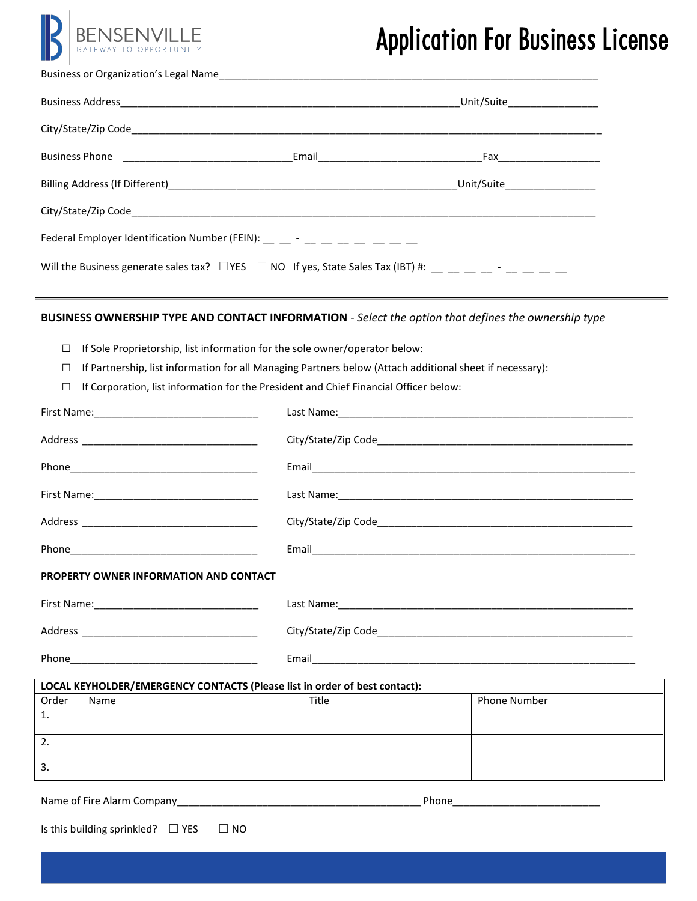BENSENVILLE
GATEWAY TO OPPORTUNITY

# Application For Business License

Business or Organization's Legal Name_______________________________________________________________

Business Address_____________________________________________________Unit/Suite_______________

City/State/Zip Code___________________________________________________________________________

Business Phone _________________________Email_________________________Fax_________________

Billing Address (If Different)_____________________________________________Unit/Suite_______________

City/State/Zip Code___________________________________________________________________________

Federal Employer Identification Number (FEIN): __ __ - __ __ __ __ __ __ __

Will the Business generate sales tax? ☐YES ☐ NO If yes, State Sales Tax (IBT) #: __ __ __ __ - __ __ __ __

---

**BUSINESS OWNERSHIP TYPE AND CONTACT INFORMATION** - *Select the option that defines the ownership type*

- ☐ If Sole Proprietorship, list information for the sole owner/operator below:
- ☐ If Partnership, list information for all Managing Partners below (Attach additional sheet if necessary):
- ☐ If Corporation, list information for the President and Chief Financial Officer below:

First Name:___________________________ Last Name:___________________________________________

Address ______________________________ City/State/Zip Code_____________________________________

Phone________________________________ Email_______________________________________________

First Name:___________________________ Last Name:___________________________________________

Address ______________________________ City/State/Zip Code_____________________________________

Phone________________________________ Email_______________________________________________

**PROPERTY OWNER INFORMATION AND CONTACT**

First Name:___________________________ Last Name:___________________________________________

Address ______________________________ City/State/Zip Code_____________________________________

Phone________________________________ Email_______________________________________________

| **LOCAL KEYHOLDER/EMERGENCY CONTACTS (Please list in order of best contact):** | | | |
|---|---|---|---|
| Order | Name | Title | Phone Number |
| 1. | | | |
| 2. | | | |
| 3. | | | |

Name of Fire Alarm Company_____________________________________ Phone_________________________

Is this building sprinkled? ☐ YES ☐ NO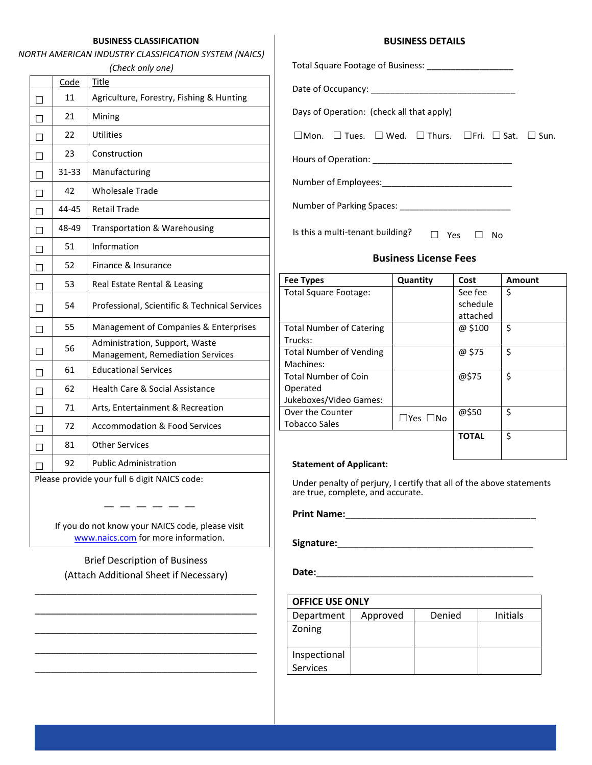## BUSINESS CLASSIFICATION

*NORTH AMERICAN INDUSTRY CLASSIFICATION SYSTEM (NAICS)*

*(Check only one)*

| | Code | Title |
|---|---|---|
| ☐ | 11 | Agriculture, Forestry, Fishing & Hunting |
| ☐ | 21 | Mining |
| ☐ | 22 | Utilities |
| ☐ | 23 | Construction |
| ☐ | 31-33 | Manufacturing |
| ☐ | 42 | Wholesale Trade |
| ☐ | 44-45 | Retail Trade |
| ☐ | 48-49 | Transportation & Warehousing |
| ☐ | 51 | Information |
| ☐ | 52 | Finance & Insurance |
| ☐ | 53 | Real Estate Rental & Leasing |
| ☐ | 54 | Professional, Scientific & Technical Services |
| ☐ | 55 | Management of Companies & Enterprises |
| ☐ | 56 | Administration, Support, Waste Management, Remediation Services |
| ☐ | 61 | Educational Services |
| ☐ | 62 | Health Care & Social Assistance |
| ☐ | 71 | Arts, Entertainment & Recreation |
| ☐ | 72 | Accommodation & Food Services |
| ☐ | 81 | Other Services |
| ☐ | 92 | Public Administration |

Please provide your full 6 digit NAICS code:

_ _ _ _ _ _

If you do not know your NAICS code, please visit www.naics.com for more information.

Brief Description of Business
(Attach Additional Sheet if Necessary)

_____________________________________________

_____________________________________________

_____________________________________________

_____________________________________________

_____________________________________________

## BUSINESS DETAILS

Total Square Footage of Business: __________________

Date of Occupancy: ______________________________

Days of Operation: (check all that apply)

☐Mon. ☐ Tues. ☐ Wed. ☐ Thurs. ☐Fri. ☐ Sat. ☐ Sun.

Hours of Operation: _____________________________

Number of Employees:____________________________

Number of Parking Spaces: _______________________

Is this a multi-tenant building? ☐ Yes ☐ No

### Business License Fees

| Fee Types | Quantity | Cost | Amount |
|---|---|---|---|
| Total Square Footage: | | See fee schedule attached | $ |
| Total Number of Catering Trucks: | | @ $100 | $ |
| Total Number of Vending Machines: | | @ $75 | $ |
| Total Number of Coin Operated Jukeboxes/Video Games: | | @$75 | $ |
| Over the Counter Tobacco Sales | ☐Yes ☐No | @$50 | $ |
| | | **TOTAL** | $ |

**Statement of Applicant:**

Under penalty of perjury, I certify that all of the above statements are true, complete, and accurate.

**Print Name:**_____________________________________

**Signature:**______________________________________

**Date:**__________________________________________

| OFFICE USE ONLY | | | |
|---|---|---|---|
| Department | Approved | Denied | Initials |
| Zoning | | | |
| Inspectional Services | | | |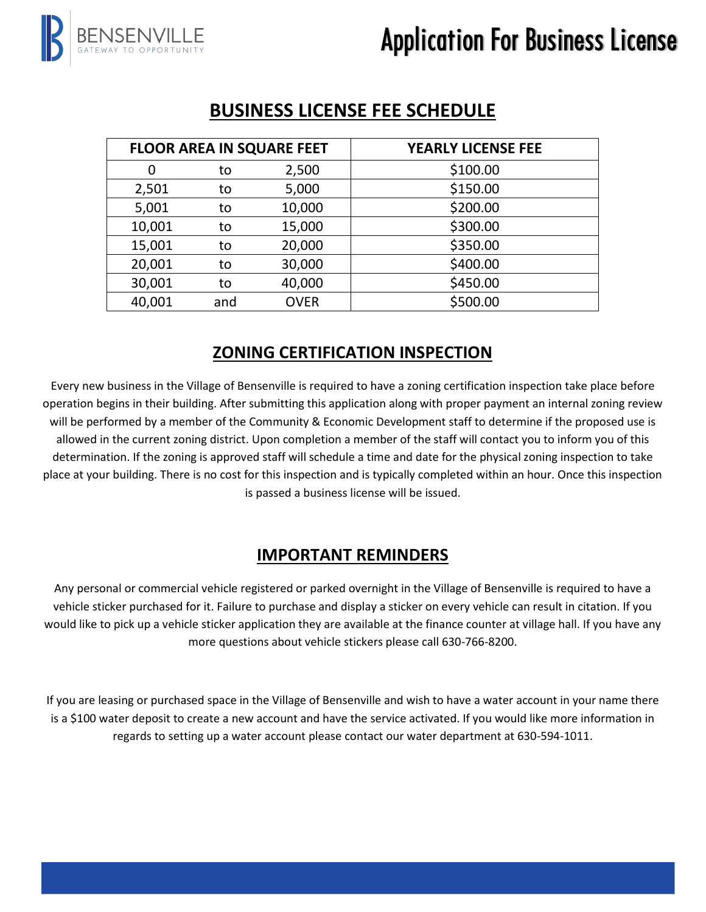# Application For Business License

## BUSINESS LICENSE FEE SCHEDULE

| FLOOR AREA IN SQUARE FEET | | | YEARLY LICENSE FEE |
|---|---|---|---|
| 0 | to | 2,500 | $100.00 |
| 2,501 | to | 5,000 | $150.00 |
| 5,001 | to | 10,000 | $200.00 |
| 10,001 | to | 15,000 | $300.00 |
| 15,001 | to | 20,000 | $350.00 |
| 20,001 | to | 30,000 | $400.00 |
| 30,001 | to | 40,000 | $450.00 |
| 40,001 | and | OVER | $500.00 |

## ZONING CERTIFICATION INSPECTION

Every new business in the Village of Bensenville is required to have a zoning certification inspection take place before operation begins in their building. After submitting this application along with proper payment an internal zoning review will be performed by a member of the Community & Economic Development staff to determine if the proposed use is allowed in the current zoning district. Upon completion a member of the staff will contact you to inform you of this determination. If the zoning is approved staff will schedule a time and date for the physical zoning inspection to take place at your building. There is no cost for this inspection and is typically completed within an hour. Once this inspection is passed a business license will be issued.

## IMPORTANT REMINDERS

Any personal or commercial vehicle registered or parked overnight in the Village of Bensenville is required to have a vehicle sticker purchased for it. Failure to purchase and display a sticker on every vehicle can result in citation. If you would like to pick up a vehicle sticker application they are available at the finance counter at village hall. If you have any more questions about vehicle stickers please call 630-766-8200.

If you are leasing or purchased space in the Village of Bensenville and wish to have a water account in your name there is a $100 water deposit to create a new account and have the service activated. If you would like more information in regards to setting up a water account please contact our water department at 630-594-1011.